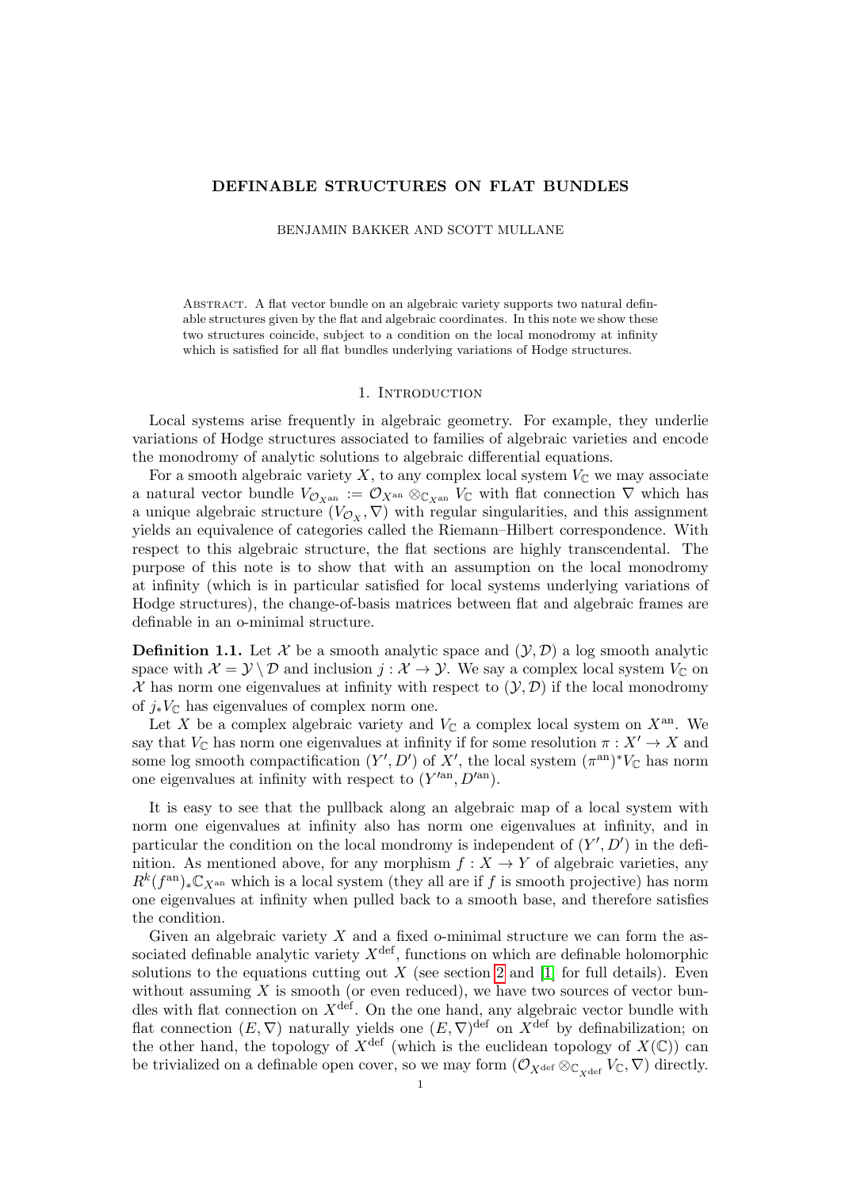# DEFINABLE STRUCTURES ON FLAT BUNDLES

BENJAMIN BAKKER AND SCOTT MULLANE

Abstract. A flat vector bundle on an algebraic variety supports two natural definable structures given by the flat and algebraic coordinates. In this note we show these two structures coincide, subject to a condition on the local monodromy at infinity which is satisfied for all flat bundles underlying variations of Hodge structures.

## 1. Introduction

Local systems arise frequently in algebraic geometry. For example, they underlie variations of Hodge structures associated to families of algebraic varieties and encode the monodromy of analytic solutions to algebraic differential equations.

For a smooth algebraic variety $X$, to any complex local system $V_{\mathbb{C}}$ we may associate a natural vector bundle $V_{\mathcal{O}_{X^{\mathrm{an}}}} := \mathcal{O}_{X^{\mathrm{an}}} \otimes_{\mathbb{C}_{X^{\mathrm{an}}}} V_{\mathbb{C}}$ with flat connection $\nabla$ which has a unique algebraic structure $(V_{\mathcal{O}_X}, \nabla)$ with regular singularities, and this assignment yields an equivalence of categories called the Riemann–Hilbert correspondence. With respect to this algebraic structure, the flat sections are highly transcendental. The purpose of this note is to show that with an assumption on the local monodromy at infinity (which is in particular satisfied for local systems underlying variations of Hodge structures), the change-of-basis matrices between flat and algebraic frames are definable in an o-minimal structure.

**Definition 1.1.** Let $\mathcal{X}$ be a smooth analytic space and $(\mathcal{Y}, \mathcal{D})$ a log smooth analytic space with $\mathcal{X} = \mathcal{Y} \setminus \mathcal{D}$ and inclusion $j : \mathcal{X} \to \mathcal{Y}$. We say a complex local system $V_{\mathbb{C}}$ on $\mathcal{X}$ has norm one eigenvalues at infinity with respect to $(\mathcal{Y}, \mathcal{D})$ if the local monodromy of $j_* V_{\mathbb{C}}$ has eigenvalues of complex norm one.

Let $X$ be a complex algebraic variety and $V_{\mathbb{C}}$ a complex local system on $X^{\mathrm{an}}$. We say that $V_{\mathbb{C}}$ has norm one eigenvalues at infinity if for some resolution $\pi : X' \to X$ and some log smooth compactification $(Y', D')$ of $X'$, the local system $(\pi^{\mathrm{an}})^* V_{\mathbb{C}}$ has norm one eigenvalues at infinity with respect to $(Y'^{\mathrm{an}}, D'^{\mathrm{an}})$.

It is easy to see that the pullback along an algebraic map of a local system with norm one eigenvalues at infinity also has norm one eigenvalues at infinity, and in particular the condition on the local mondromy is independent of $(Y', D')$ in the definition. As mentioned above, for any morphism $f : X \to Y$ of algebraic varieties, any $R^k (f^{\mathrm{an}})_* \mathbb{C}_{X^{\mathrm{an}}}$ which is a local system (they all are if $f$ is smooth projective) has norm one eigenvalues at infinity when pulled back to a smooth base, and therefore satisfies the condition.

Given an algebraic variety $X$ and a fixed o-minimal structure we can form the associated definable analytic variety $X^{\mathrm{def}}$, functions on which are definable holomorphic solutions to the equations cutting out $X$ (see section 2 and [1] for full details). Even without assuming $X$ is smooth (or even reduced), we have two sources of vector bundles with flat connection on $X^{\mathrm{def}}$. On the one hand, any algebraic vector bundle with flat connection $(E, \nabla)$ naturally yields one $(E, \nabla)^{\mathrm{def}}$ on $X^{\mathrm{def}}$ by definabilization; on the other hand, the topology of $X^{\mathrm{def}}$ (which is the euclidean topology of $X(\mathbb{C})$) can be trivialized on a definable open cover, so we may form $(\mathcal{O}_{X^{\mathrm{def}}} \otimes_{\mathbb{C}_{X^{\mathrm{def}}}} V_{\mathbb{C}}, \nabla)$ directly.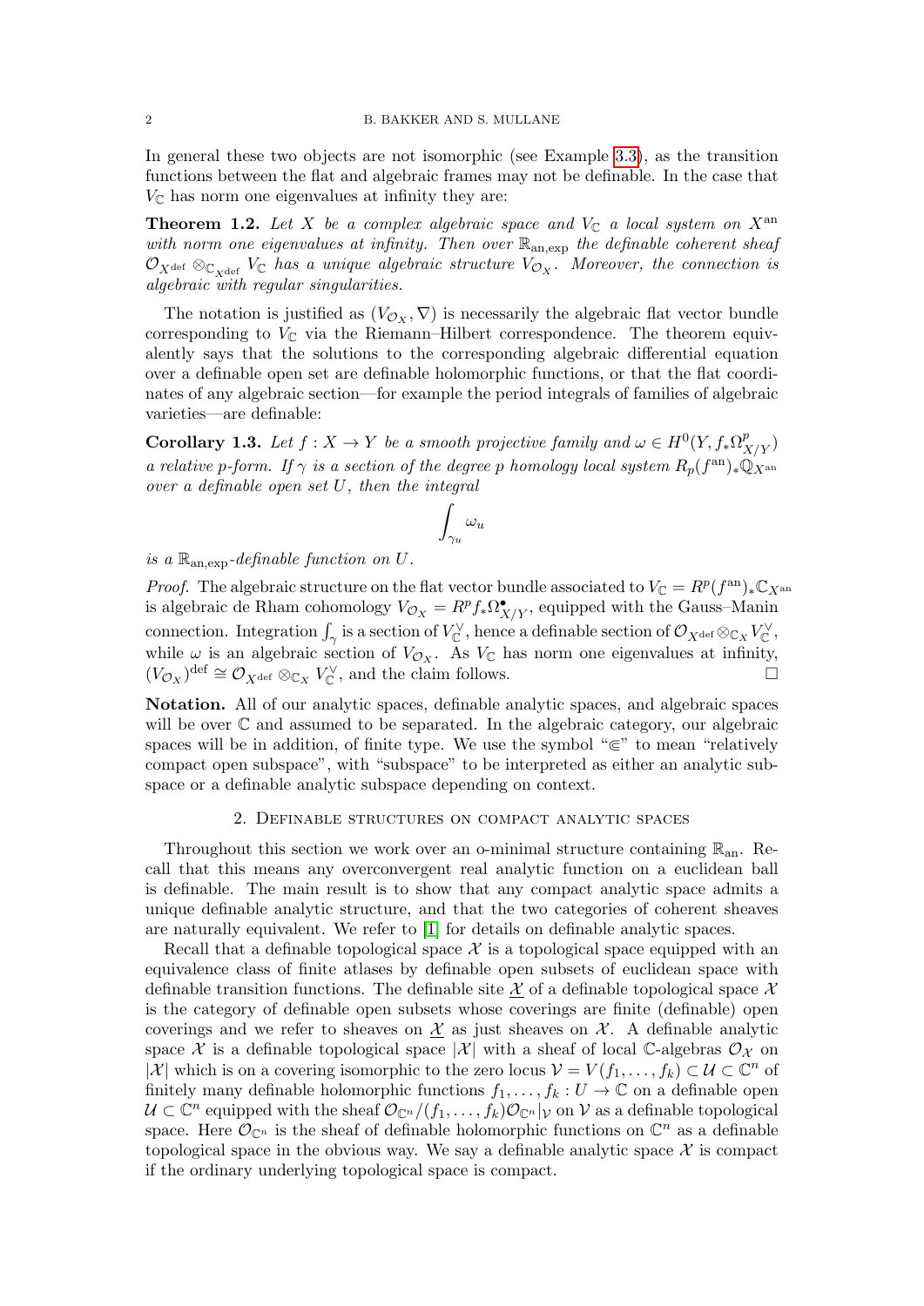In general these two objects are not isomorphic (see Example 3.3), as the transition functions between the flat and algebraic frames may not be definable. In the case that $V_{\mathbb{C}}$ has norm one eigenvalues at infinity they are:

**Theorem 1.2.** *Let $X$ be a complex algebraic space and $V_{\mathbb{C}}$ a local system on $X^{\mathrm{an}}$ with norm one eigenvalues at infinity. Then over $\mathbb{R}_{\mathrm{an,exp}}$ the definable coherent sheaf $\mathcal{O}_{X^{\mathrm{def}}} \otimes_{\mathbb{C}_{X^{\mathrm{def}}}} V_{\mathbb{C}}$ has a unique algebraic structure $V_{\mathcal{O}_X}$. Moreover, the connection is algebraic with regular singularities.*

The notation is justified as $(V_{\mathcal{O}_X}, \nabla)$ is necessarily the algebraic flat vector bundle corresponding to $V_{\mathbb{C}}$ via the Riemann–Hilbert correspondence. The theorem equivalently says that the solutions to the corresponding algebraic differential equation over a definable open set are definable holomorphic functions, or that the flat coordinates of any algebraic section—for example the period integrals of families of algebraic varieties—are definable:

**Corollary 1.3.** *Let $f : X \to Y$ be a smooth projective family and $\omega \in H^0(Y, f_*\Omega^p_{X/Y})$ a relative $p$-form. If $\gamma$ is a section of the degree $p$ homology local system $R_p(f^{\mathrm{an}})_*\mathbb{Q}_{X^{\mathrm{an}}}$ over a definable open set $U$, then the integral*

$$\int_{\gamma_u} \omega_u$$

*is a $\mathbb{R}_{\mathrm{an,exp}}$-definable function on $U$.*

*Proof.* The algebraic structure on the flat vector bundle associated to $V_{\mathbb{C}} = R^p(f^{\mathrm{an}})_*\mathbb{C}_{X^{\mathrm{an}}}$ is algebraic de Rham cohomology $V_{\mathcal{O}_X} = R^p f_*\Omega^\bullet_{X/Y}$, equipped with the Gauss–Manin connection. Integration $\int_\gamma$ is a section of $V_{\mathbb{C}}^\vee$, hence a definable section of $\mathcal{O}_{X^{\mathrm{def}}} \otimes_{\mathbb{C}_X} V_{\mathbb{C}}^\vee$, while $\omega$ is an algebraic section of $V_{\mathcal{O}_X}$. As $V_{\mathbb{C}}$ has norm one eigenvalues at infinity, $(V_{\mathcal{O}_X})^{\mathrm{def}} \cong \mathcal{O}_{X^{\mathrm{def}}} \otimes_{\mathbb{C}_X} V_{\mathbb{C}}^\vee$, and the claim follows. □

**Notation.** All of our analytic spaces, definable analytic spaces, and algebraic spaces will be over $\mathbb{C}$ and assumed to be separated. In the algebraic category, our algebraic spaces will be in addition, of finite type. We use the symbol "$\Subset$" to mean "relatively compact open subspace", with "subspace" to be interpreted as either an analytic subspace or a definable analytic subspace depending on context.

## 2. Definable structures on compact analytic spaces

Throughout this section we work over an o-minimal structure containing $\mathbb{R}_{\mathrm{an}}$. Recall that this means any overconvergent real analytic function on a euclidean ball is definable. The main result is to show that any compact analytic space admits a unique definable analytic structure, and that the two categories of coherent sheaves are naturally equivalent. We refer to [1] for details on definable analytic spaces.

Recall that a definable topological space $\mathcal{X}$ is a topological space equipped with an equivalence class of finite atlases by definable open subsets of euclidean space with definable transition functions. The definable site $\underline{\mathcal{X}}$ of a definable topological space $\mathcal{X}$ is the category of definable open subsets whose coverings are finite (definable) open coverings and we refer to sheaves on $\underline{\mathcal{X}}$ as just sheaves on $\mathcal{X}$. A definable analytic space $\mathcal{X}$ is a definable topological space $|\mathcal{X}|$ with a sheaf of local $\mathbb{C}$-algebras $\mathcal{O}_{\mathcal{X}}$ on $|\mathcal{X}|$ which is on a covering isomorphic to the zero locus $\mathcal{V} = V(f_1, \ldots, f_k) \subset \mathcal{U} \subset \mathbb{C}^n$ of finitely many definable holomorphic functions $f_1, \ldots, f_k : U \to \mathbb{C}$ on a definable open $\mathcal{U} \subset \mathbb{C}^n$ equipped with the sheaf $\mathcal{O}_{\mathbb{C}^n}/(f_1, \ldots, f_k)\mathcal{O}_{\mathbb{C}^n}|_{\mathcal{V}}$ on $\mathcal{V}$ as a definable topological space. Here $\mathcal{O}_{\mathbb{C}^n}$ is the sheaf of definable holomorphic functions on $\mathbb{C}^n$ as a definable topological space in the obvious way. We say a definable analytic space $\mathcal{X}$ is compact if the ordinary underlying topological space is compact.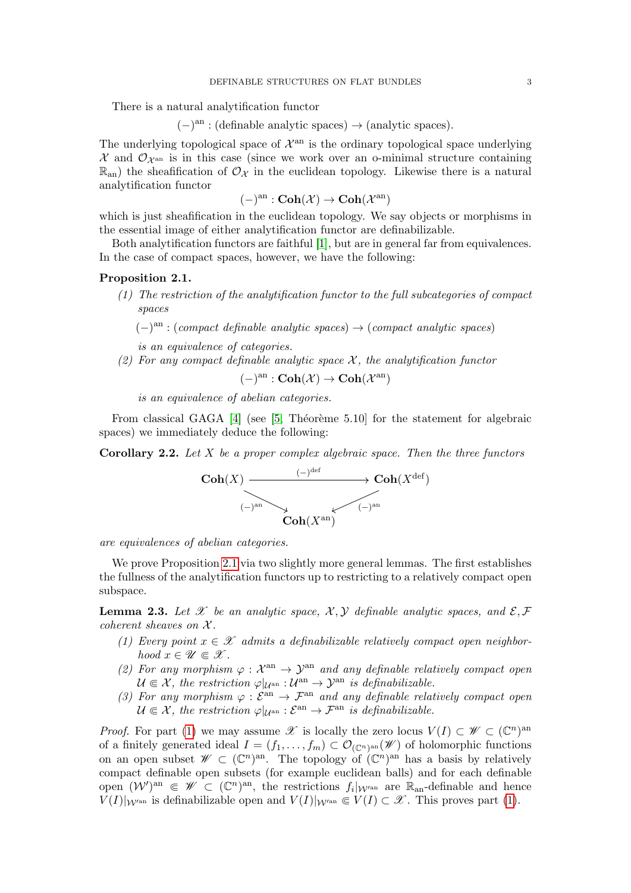There is a natural analytification functor

$$(-)^{\mathrm{an}} : (\text{definable analytic spaces}) \to (\text{analytic spaces}).$$

The underlying topological space of $\mathcal{X}^{\mathrm{an}}$ is the ordinary topological space underlying $\mathcal{X}$ and $\mathcal{O}_{\mathcal{X}^{\mathrm{an}}}$ is in this case (since we work over an o-minimal structure containing $\mathbb{R}_{\mathrm{an}}$) the sheafification of $\mathcal{O}_{\mathcal{X}}$ in the euclidean topology. Likewise there is a natural analytification functor

$$(-)^{\mathrm{an}} : \mathbf{Coh}(\mathcal{X}) \to \mathbf{Coh}(\mathcal{X}^{\mathrm{an}})$$

which is just sheafification in the euclidean topology. We say objects or morphisms in the essential image of either analytification functor are definabilizable.

Both analytification functors are faithful [1], but are in general far from equivalences. In the case of compact spaces, however, we have the following:

**Proposition 2.1.**

*(1) The restriction of the analytification functor to the full subcategories of compact spaces*

$$(-)^{\mathrm{an}} : (\textit{compact definable analytic spaces}) \to (\textit{compact analytic spaces})$$

*is an equivalence of categories.*

*(2) For any compact definable analytic space $\mathcal{X}$, the analytification functor*

$$(-)^{\mathrm{an}} : \mathbf{Coh}(\mathcal{X}) \to \mathbf{Coh}(\mathcal{X}^{\mathrm{an}})$$

*is an equivalence of abelian categories.*

From classical GAGA [4] (see [5, Théorème 5.10] for the statement for algebraic spaces) we immediately deduce the following:

**Corollary 2.2.** *Let $X$ be a proper complex algebraic space. Then the three functors*

$$\begin{array}{ccc} \mathbf{Coh}(X) & \xrightarrow{(-)^{\mathrm{def}}} & \mathbf{Coh}(X^{\mathrm{def}}) \\ & {\scriptstyle (-)^{\mathrm{an}}} \searrow \quad \swarrow {\scriptstyle (-)^{\mathrm{an}}} & \\ & \mathbf{Coh}(X^{\mathrm{an}}) & \end{array}$$

*are equivalences of abelian categories.*

We prove Proposition 2.1 via two slightly more general lemmas. The first establishes the fullness of the analytification functors up to restricting to a relatively compact open subspace.

**Lemma 2.3.** *Let $\mathscr{X}$ be an analytic space, $\mathcal{X}, \mathcal{Y}$ definable analytic spaces, and $\mathcal{E}, \mathcal{F}$ coherent sheaves on $\mathcal{X}$.*

*(1) Every point $x \in \mathscr{X}$ admits a definabilizable relatively compact open neighborhood $x \in \mathscr{U} \Subset \mathscr{X}$.*

*(2) For any morphism $\varphi : \mathcal{X}^{\mathrm{an}} \to \mathcal{Y}^{\mathrm{an}}$ and any definable relatively compact open $\mathcal{U} \Subset \mathcal{X}$, the restriction $\varphi|_{\mathcal{U}^{\mathrm{an}}} : \mathcal{U}^{\mathrm{an}} \to \mathcal{Y}^{\mathrm{an}}$ is definabilizable.*

*(3) For any morphism $\varphi : \mathcal{E}^{\mathrm{an}} \to \mathcal{F}^{\mathrm{an}}$ and any definable relatively compact open $\mathcal{U} \Subset \mathcal{X}$, the restriction $\varphi|_{\mathcal{U}^{\mathrm{an}}} : \mathcal{E}^{\mathrm{an}} \to \mathcal{F}^{\mathrm{an}}$ is definabilizable.*

*Proof.* For part (1) we may assume $\mathscr{X}$ is locally the zero locus $V(I) \subset \mathscr{W} \subset (\mathbb{C}^n)^{\mathrm{an}}$ of a finitely generated ideal $I = (f_1, \ldots, f_m) \subset \mathcal{O}_{(\mathbb{C}^n)^{\mathrm{an}}}(\mathscr{W})$ of holomorphic functions on an open subset $\mathscr{W} \subset (\mathbb{C}^n)^{\mathrm{an}}$. The topology of $(\mathbb{C}^n)^{\mathrm{an}}$ has a basis by relatively compact definable open subsets (for example euclidean balls) and for each definable open $(\mathcal{W}')^{\mathrm{an}} \Subset \mathscr{W} \subset (\mathbb{C}^n)^{\mathrm{an}}$, the restrictions $f_i|_{\mathcal{W}'^{\mathrm{an}}}$ are $\mathbb{R}_{\mathrm{an}}$-definable and hence $V(I)|_{\mathcal{W}'^{\mathrm{an}}}$ is definabilizable open and $V(I)|_{\mathcal{W}'^{\mathrm{an}}} \Subset V(I) \subset \mathscr{X}$. This proves part (1).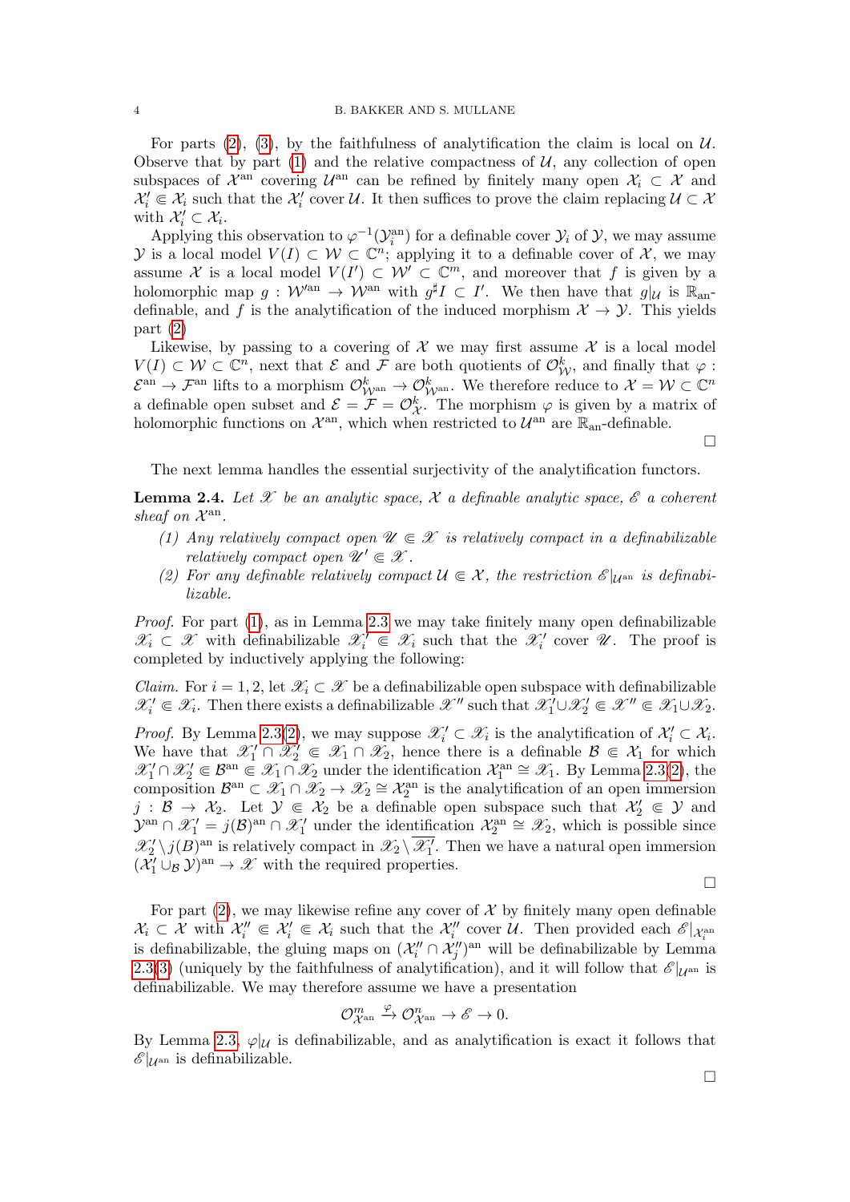For parts (2), (3), by the faithfulness of analytification the claim is local on $\mathcal{U}$. Observe that by part (1) and the relative compactness of $\mathcal{U}$, any collection of open subspaces of $\mathcal{X}^{\mathrm{an}}$ covering $\mathcal{U}^{\mathrm{an}}$ can be refined by finitely many open $\mathcal{X}_i \subset \mathcal{X}$ and $\mathcal{X}_i' \Subset \mathcal{X}_i$ such that the $\mathcal{X}_i'$ cover $\mathcal{U}$. It then suffices to prove the claim replacing $\mathcal{U} \subset \mathcal{X}$ with $\mathcal{X}_i' \subset \mathcal{X}_i$.

Applying this observation to $\varphi^{-1}(\mathcal{Y}_i^{\mathrm{an}})$ for a definable cover $\mathcal{Y}_i$ of $\mathcal{Y}$, we may assume $\mathcal{Y}$ is a local model $V(I) \subset \mathcal{W} \subset \mathbb{C}^n$; applying it to a definable cover of $\mathcal{X}$, we may assume $\mathcal{X}$ is a local model $V(I') \subset \mathcal{W}' \subset \mathbb{C}^m$, and moreover that $f$ is given by a holomorphic map $g : \mathcal{W}'^{\mathrm{an}} \to \mathcal{W}^{\mathrm{an}}$ with $g^\sharp I \subset I'$. We then have that $g|_{\mathcal{U}}$ is $\mathbb{R}_{\mathrm{an}}$-definable, and $f$ is the analytification of the induced morphism $\mathcal{X} \to \mathcal{Y}$. This yields part (2)

Likewise, by passing to a covering of $\mathcal{X}$ we may first assume $\mathcal{X}$ is a local model $V(I) \subset \mathcal{W} \subset \mathbb{C}^n$, next that $\mathcal{E}$ and $\mathcal{F}$ are both quotients of $\mathcal{O}_{\mathcal{W}}^k$, and finally that $\varphi : \mathcal{E}^{\mathrm{an}} \to \mathcal{F}^{\mathrm{an}}$ lifts to a morphism $\mathcal{O}^k_{\mathcal{W}^{\mathrm{an}}} \to \mathcal{O}^k_{\mathcal{W}^{\mathrm{an}}}$. We therefore reduce to $\mathcal{X} = \mathcal{W} \subset \mathbb{C}^n$ a definable open subset and $\mathcal{E} = \mathcal{F} = \mathcal{O}_{\mathcal{X}}^k$. The morphism $\varphi$ is given by a matrix of holomorphic functions on $\mathcal{X}^{\mathrm{an}}$, which when restricted to $\mathcal{U}^{\mathrm{an}}$ are $\mathbb{R}_{\mathrm{an}}$-definable.

□

The next lemma handles the essential surjectivity of the analytification functors.

**Lemma 2.4.** *Let $\mathscr{X}$ be an analytic space, $\mathcal{X}$ a definable analytic space, $\mathscr{E}$ a coherent sheaf on $\mathcal{X}^{\mathrm{an}}$.*

*(1) Any relatively compact open $\mathscr{U} \Subset \mathscr{X}$ is relatively compact in a definabilizable relatively compact open $\mathscr{U}' \Subset \mathscr{X}$.*

*(2) For any definable relatively compact $\mathcal{U} \Subset \mathcal{X}$, the restriction $\mathscr{E}|_{\mathcal{U}^{\mathrm{an}}}$ is definabilizable.*

*Proof.* For part (1), as in Lemma 2.3 we may take finitely many open definabilizable $\mathscr{X}_i \subset \mathscr{X}$ with definabilizable $\mathscr{X}_i' \Subset \mathscr{X}_i$ such that the $\mathscr{X}_i'$ cover $\mathscr{U}$. The proof is completed by inductively applying the following:

*Claim.* For $i = 1, 2$, let $\mathscr{X}_i \subset \mathscr{X}$ be a definabilizable open subspace with definabilizable $\mathscr{X}_i' \Subset \mathscr{X}_i$. Then there exists a definabilizable $\mathscr{X}''$ such that $\mathscr{X}_1' \cup \mathscr{X}_2' \Subset \mathscr{X}'' \Subset \mathscr{X}_1 \cup \mathscr{X}_2$.

*Proof.* By Lemma 2.3(2), we may suppose $\mathscr{X}_i' \subset \mathscr{X}_i$ is the analytification of $\mathcal{X}_i' \subset \mathcal{X}_i$. We have that $\mathscr{X}_1' \cap \mathscr{X}_2' \Subset \mathscr{X}_1 \cap \mathscr{X}_2$, hence there is a definable $\mathcal{B} \Subset \mathcal{X}_1$ for which $\mathscr{X}_1' \cap \mathscr{X}_2' \Subset \mathcal{B}^{\mathrm{an}} \Subset \mathscr{X}_1 \cap \mathscr{X}_2$ under the identification $\mathcal{X}_1^{\mathrm{an}} \cong \mathscr{X}_1$. By Lemma 2.3(2), the composition $\mathcal{B}^{\mathrm{an}} \subset \mathscr{X}_1 \cap \mathscr{X}_2 \to \mathscr{X}_2 \cong \mathcal{X}_2^{\mathrm{an}}$ is the analytification of an open immersion $j : \mathcal{B} \to \mathcal{X}_2$. Let $\mathcal{Y} \Subset \mathcal{X}_2$ be a definable open subspace such that $\mathcal{X}_2' \Subset \mathcal{Y}$ and $\mathcal{Y}^{\mathrm{an}} \cap \mathscr{X}_1' = j(\mathcal{B})^{\mathrm{an}} \cap \mathscr{X}_1'$ under the identification $\mathcal{X}_2^{\mathrm{an}} \cong \mathscr{X}_2$, which is possible since $\mathscr{X}_2' \setminus j(B)^{\mathrm{an}}$ is relatively compact in $\mathscr{X}_2 \setminus \overline{\mathscr{X}_1'}$. Then we have a natural open immersion $(\mathcal{X}_1' \cup_{\mathcal{B}} \mathcal{Y})^{\mathrm{an}} \to \mathscr{X}$ with the required properties.

□

For part (2), we may likewise refine any cover of $\mathcal{X}$ by finitely many open definable $\mathcal{X}_i \subset \mathcal{X}$ with $\mathcal{X}_i'' \Subset \mathcal{X}_i' \Subset \mathcal{X}_i$ such that the $\mathcal{X}_i''$ cover $\mathcal{U}$. Then provided each $\mathscr{E}|_{\mathcal{X}_i^{\mathrm{an}}}$ is definabilizable, the gluing maps on $(\mathcal{X}_i'' \cap \mathcal{X}_j'')^{\mathrm{an}}$ will be definabilizable by Lemma 2.3(3) (uniquely by the faithfulness of analytification), and it will follow that $\mathscr{E}|_{\mathcal{U}^{\mathrm{an}}}$ is definabilizable. We may therefore assume we have a presentation

$$\mathcal{O}^m_{\mathcal{X}^{\mathrm{an}}} \xrightarrow{\varphi} \mathcal{O}^n_{\mathcal{X}^{\mathrm{an}}} \to \mathscr{E} \to 0.$$

By Lemma 2.3, $\varphi|_{\mathcal{U}}$ is definabilizable, and as analytification is exact it follows that $\mathscr{E}|_{\mathcal{U}^{\mathrm{an}}}$ is definabilizable.

□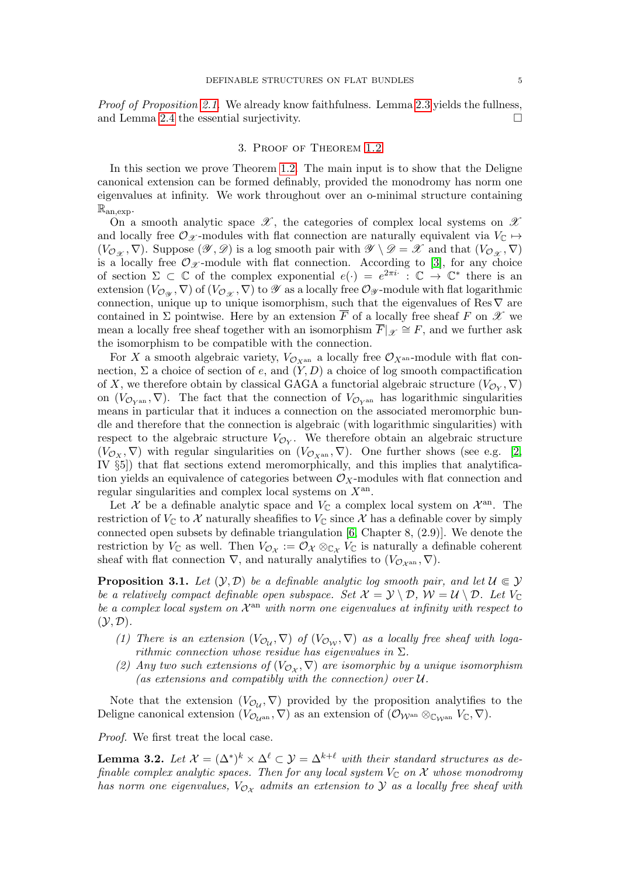*Proof of Proposition 2.1.* We already know faithfulness. Lemma 2.3 yields the fullness, and Lemma 2.4 the essential surjectivity. □

## 3. Proof of Theorem 1.2

In this section we prove Theorem 1.2. The main input is to show that the Deligne canonical extension can be formed definably, provided the monodromy has norm one eigenvalues at infinity. We work throughout over an o-minimal structure containing $\mathbb{R}_{\mathrm{an,exp}}$.

On a smooth analytic space $\mathscr{X}$, the categories of complex local systems on $\mathscr{X}$ and locally free $\mathcal{O}_{\mathscr{X}}$-modules with flat connection are naturally equivalent via $V_{\mathbb{C}} \mapsto (V_{\mathcal{O}_{\mathscr{X}}}, \nabla)$. Suppose $(\mathscr{Y}, \mathscr{D})$ is a log smooth pair with $\mathscr{Y} \setminus \mathscr{D} = \mathscr{X}$ and that $(V_{\mathcal{O}_{\mathscr{X}}}, \nabla)$ is a locally free $\mathcal{O}_{\mathscr{X}}$-module with flat connection. According to [3], for any choice of section $\Sigma \subset \mathbb{C}$ of the complex exponential $e(\cdot) = e^{2\pi i \cdot} : \mathbb{C} \to \mathbb{C}^*$ there is an extension $(V_{\mathcal{O}_{\mathscr{Y}}}, \nabla)$ of $(V_{\mathcal{O}_{\mathscr{X}}}, \nabla)$ to $\mathscr{Y}$ as a locally free $\mathcal{O}_{\mathscr{Y}}$-module with flat logarithmic connection, unique up to unique isomorphism, such that the eigenvalues of $\operatorname{Res} \nabla$ are contained in $\Sigma$ pointwise. Here by an extension $\overline{F}$ of a locally free sheaf $F$ on $\mathscr{X}$ we mean a locally free sheaf together with an isomorphism $\overline{F}|_{\mathscr{X}} \cong F$, and we further ask the isomorphism to be compatible with the connection.

For $X$ a smooth algebraic variety, $V_{\mathcal{O}_{X^{\mathrm{an}}}}$ a locally free $\mathcal{O}_{X^{\mathrm{an}}}$-module with flat connection, $\Sigma$ a choice of section of $e$, and $(Y, D)$ a choice of log smooth compactification of $X$, we therefore obtain by classical GAGA a functorial algebraic structure $(V_{\mathcal{O}_Y}, \nabla)$ on $(V_{\mathcal{O}_{Y^{\mathrm{an}}}}, \nabla)$. The fact that the connection of $V_{\mathcal{O}_{Y^{\mathrm{an}}}}$ has logarithmic singularities means in particular that it induces a connection on the associated meromorphic bundle and therefore that the connection is algebraic (with logarithmic singularities) with respect to the algebraic structure $V_{\mathcal{O}_Y}$. We therefore obtain an algebraic structure $(V_{\mathcal{O}_X}, \nabla)$ with regular singularities on $(V_{\mathcal{O}_{X^{\mathrm{an}}}}, \nabla)$. One further shows (see e.g. [2, IV §5]) that flat sections extend meromorphically, and this implies that analytification yields an equivalence of categories between $\mathcal{O}_X$-modules with flat connection and regular singularities and complex local systems on $X^{\mathrm{an}}$.

Let $\mathcal{X}$ be a definable analytic space and $V_{\mathbb{C}}$ a complex local system on $\mathcal{X}^{\mathrm{an}}$. The restriction of $V_{\mathbb{C}}$ to $\mathcal{X}$ naturally sheafifies to $V_{\mathbb{C}}$ since $\mathcal{X}$ has a definable cover by simply connected open subsets by definable triangulation [6, Chapter 8, (2.9)]. We denote the restriction by $V_{\mathbb{C}}$ as well. Then $V_{\mathcal{O}_{\mathcal{X}}} := \mathcal{O}_{\mathcal{X}} \otimes_{\mathbb{C}_{\mathcal{X}}} V_{\mathbb{C}}$ is naturally a definable coherent sheaf with flat connection $\nabla$, and naturally analytifies to $(V_{\mathcal{O}_{\mathcal{X}^{\mathrm{an}}}}, \nabla)$.

**Proposition 3.1.** *Let $(\mathcal{Y}, \mathcal{D})$ be a definable analytic log smooth pair, and let $\mathcal{U} \Subset \mathcal{Y}$ be a relatively compact definable open subspace. Set $\mathcal{X} = \mathcal{Y} \setminus \mathcal{D}$, $\mathcal{W} = \mathcal{U} \setminus \mathcal{D}$. Let $V_{\mathbb{C}}$ be a complex local system on $\mathcal{X}^{\mathrm{an}}$ with norm one eigenvalues at infinity with respect to $(\mathcal{Y}, \mathcal{D})$.*

1. *There is an extension $(V_{\mathcal{O}_{\mathcal{U}}}, \nabla)$ of $(V_{\mathcal{O}_{\mathcal{W}}}, \nabla)$ as a locally free sheaf with logarithmic connection whose residue has eigenvalues in $\Sigma$.*
2. *Any two such extensions of $(V_{\mathcal{O}_{\mathcal{X}}}, \nabla)$ are isomorphic by a unique isomorphism (as extensions and compatibly with the connection) over $\mathcal{U}$.*

Note that the extension $(V_{\mathcal{O}_{\mathcal{U}}}, \nabla)$ provided by the proposition analytifies to the Deligne canonical extension $(V_{\mathcal{O}_{\mathcal{U}^{\mathrm{an}}}}, \nabla)$ as an extension of $(\mathcal{O}_{\mathcal{W}^{\mathrm{an}}} \otimes_{\mathbb{C}_{\mathcal{W}^{\mathrm{an}}}} V_{\mathbb{C}}, \nabla)$.

*Proof.* We first treat the local case.

**Lemma 3.2.** *Let $\mathcal{X} = (\Delta^*)^k \times \Delta^\ell \subset \mathcal{Y} = \Delta^{k+\ell}$ with their standard structures as definable complex analytic spaces. Then for any local system $V_{\mathbb{C}}$ on $\mathcal{X}$ whose monodromy has norm one eigenvalues, $V_{\mathcal{O}_{\mathcal{X}}}$ admits an extension to $\mathcal{Y}$ as a locally free sheaf with*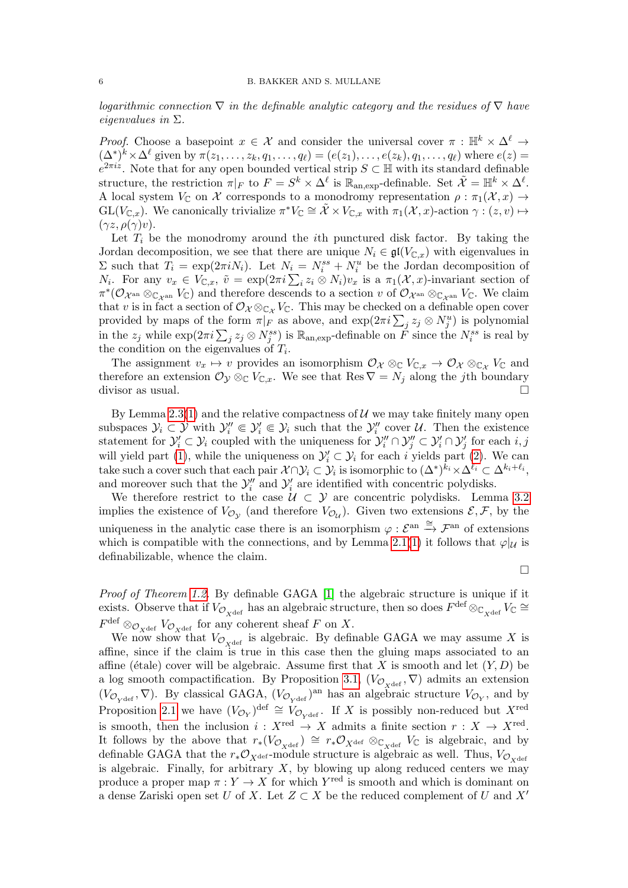*logarithmic connection* $\nabla$ *in the definable analytic category and the residues of* $\nabla$ *have eigenvalues in* $\Sigma$.

*Proof.* Choose a basepoint $x \in \mathcal{X}$ and consider the universal cover $\pi : \mathbb{H}^k \times \Delta^\ell \to (\Delta^*)^k \times \Delta^\ell$ given by $\pi(z_1, \dots, z_k, q_1, \dots, q_\ell) = (e(z_1), \dots, e(z_k), q_1, \dots, q_\ell)$ where $e(z) = e^{2\pi i z}$. Note that for any open bounded vertical strip $S \subset \mathbb{H}$ with its standard definable structure, the restriction $\pi|_F$ to $F = S^k \times \Delta^\ell$ is $\mathbb{R}_{\mathrm{an,exp}}$-definable. Set $\tilde{\mathcal{X}} = \mathbb{H}^k \times \Delta^\ell$. A local system $V_\mathbb{C}$ on $\mathcal{X}$ corresponds to a monodromy representation $\rho : \pi_1(\mathcal{X}, x) \to \mathrm{GL}(V_{\mathbb{C},x})$. We canonically trivialize $\pi^* V_\mathbb{C} \cong \tilde{\mathcal{X}} \times V_{\mathbb{C},x}$ with $\pi_1(\mathcal{X}, x)$-action $\gamma : (z, v) \mapsto (\gamma z, \rho(\gamma) v)$.

Let $T_i$ be the monodromy around the $i$th punctured disk factor. By taking the Jordan decomposition, we see that there are unique $N_i \in \mathfrak{gl}(V_{\mathbb{C},x})$ with eigenvalues in $\Sigma$ such that $T_i = \exp(2\pi i N_i)$. Let $N_i = N_i^{ss} + N_i^u$ be the Jordan decomposition of $N_i$. For any $v_x \in V_{\mathbb{C},x}$, $\tilde{v} = \exp(2\pi i \sum_i z_i \otimes N_i) v_x$ is a $\pi_1(\mathcal{X}, x)$-invariant section of $\pi^*(\mathcal{O}_{\mathcal{X}^{\mathrm{an}}} \otimes_{\mathbb{C}_{\mathcal{X}^{\mathrm{an}}}} V_\mathbb{C})$ and therefore descends to a section $v$ of $\mathcal{O}_{\mathcal{X}^{\mathrm{an}}} \otimes_{\mathbb{C}_{\mathcal{X}^{\mathrm{an}}}} V_\mathbb{C}$. We claim that $v$ is in fact a section of $\mathcal{O}_\mathcal{X} \otimes_{\mathbb{C}_\mathcal{X}} V_\mathbb{C}$. This may be checked on a definable open cover provided by maps of the form $\pi|_F$ as above, and $\exp(2\pi i \sum_j z_j \otimes N_j^u)$ is polynomial in the $z_j$ while $\exp(2\pi i \sum_j z_j \otimes N_j^{ss})$ is $\mathbb{R}_{\mathrm{an,exp}}$-definable on $F$ since the $N_i^{ss}$ is real by the condition on the eigenvalues of $T_i$.

The assignment $v_x \mapsto v$ provides an isomorphism $\mathcal{O}_\mathcal{X} \otimes_\mathbb{C} V_{\mathbb{C},x} \to \mathcal{O}_\mathcal{X} \otimes_{\mathbb{C}_\mathcal{X}} V_\mathbb{C}$ and therefore an extension $\mathcal{O}_\mathcal{Y} \otimes_\mathbb{C} V_{\mathbb{C},x}$. We see that $\operatorname{Res} \nabla = N_j$ along the $j$th boundary divisor as usual. $\square$

By Lemma 2.3(1) and the relative compactness of $\mathcal{U}$ we may take finitely many open subspaces $\mathcal{Y}_i \subset \mathcal{Y}$ with $\mathcal{Y}_i'' \Subset \mathcal{Y}_i' \Subset \mathcal{Y}_i$ such that the $\mathcal{Y}_i''$ cover $\mathcal{U}$. Then the existence statement for $\mathcal{Y}_i' \subset \mathcal{Y}_i$ coupled with the uniqueness for $\mathcal{Y}_i'' \cap \mathcal{Y}_j'' \subset \mathcal{Y}_i' \cap \mathcal{Y}_j'$ for each $i, j$ will yield part (1), while the uniqueness on $\mathcal{Y}_i' \subset \mathcal{Y}_i$ for each $i$ yields part (2). We can take such a cover such that each pair $\mathcal{X} \cap \mathcal{Y}_i \subset \mathcal{Y}_i$ is isomorphic to $(\Delta^*)^{k_i} \times \Delta^{\ell_i} \subset \Delta^{k_i + \ell_i}$, and moreover such that the $\mathcal{Y}_i''$ and $\mathcal{Y}_i'$ are identified with concentric polydisks.

We therefore restrict to the case $\mathcal{U} \subset \mathcal{Y}$ are concentric polydisks. Lemma 3.2 implies the existence of $V_{\mathcal{O}_\mathcal{Y}}$ (and therefore $V_{\mathcal{O}_\mathcal{U}}$). Given two extensions $\mathcal{E}, \mathcal{F}$, by the uniqueness in the analytic case there is an isomorphism $\varphi : \mathcal{E}^{\mathrm{an}} \xrightarrow{\cong} \mathcal{F}^{\mathrm{an}}$ of extensions which is compatible with the connections, and by Lemma 2.1(1) it follows that $\varphi|_\mathcal{U}$ is definabilizable, whence the claim.

$\square$

*Proof of Theorem 1.2.* By definable GAGA [1] the algebraic structure is unique if it exists. Observe that if $V_{\mathcal{O}_{X^{\mathrm{def}}}}$ has an algebraic structure, then so does $F^{\mathrm{def}} \otimes_{\mathbb{C}_{X^{\mathrm{def}}}} V_\mathbb{C} \cong F^{\mathrm{def}} \otimes_{\mathcal{O}_{X^{\mathrm{def}}}} V_{\mathcal{O}_{X^{\mathrm{def}}}}$ for any coherent sheaf $F$ on $X$.

We now show that $V_{\mathcal{O}_{X^{\mathrm{def}}}}$ is algebraic. By definable GAGA we may assume $X$ is affine, since if the claim is true in this case then the gluing maps associated to an affine (étale) cover will be algebraic. Assume first that $X$ is smooth and let $(Y, D)$ be a log smooth compactification. By Proposition 3.1, $(V_{\mathcal{O}_{X^{\mathrm{def}}}}, \nabla)$ admits an extension $(V_{\mathcal{O}_{Y^{\mathrm{def}}}}, \nabla)$. By classical GAGA, $(V_{\mathcal{O}_{Y^{\mathrm{def}}}})^{\mathrm{an}}$ has an algebraic structure $V_{\mathcal{O}_Y}$, and by Proposition 2.1 we have $(V_{\mathcal{O}_Y})^{\mathrm{def}} \cong V_{\mathcal{O}_{Y^{\mathrm{def}}}}$. If $X$ is possibly non-reduced but $X^{\mathrm{red}}$ is smooth, then the inclusion $i : X^{\mathrm{red}} \to X$ admits a finite section $r : X \to X^{\mathrm{red}}$. It follows by the above that $r_*(V_{\mathcal{O}_{X^{\mathrm{def}}}}) \cong r_* \mathcal{O}_{X^{\mathrm{def}}} \otimes_{\mathbb{C}_{X^{\mathrm{def}}}} V_\mathbb{C}$ is algebraic, and by definable GAGA that the $r_* \mathcal{O}_{X^{\mathrm{def}}}$-module structure is algebraic as well. Thus, $V_{\mathcal{O}_{X^{\mathrm{def}}}}$ is algebraic. Finally, for arbitrary $X$, by blowing up along reduced centers we may produce a proper map $\pi : Y \to X$ for which $Y^{\mathrm{red}}$ is smooth and which is dominant on a dense Zariski open set $U$ of $X$. Let $Z \subset X$ be the reduced complement of $U$ and $X'$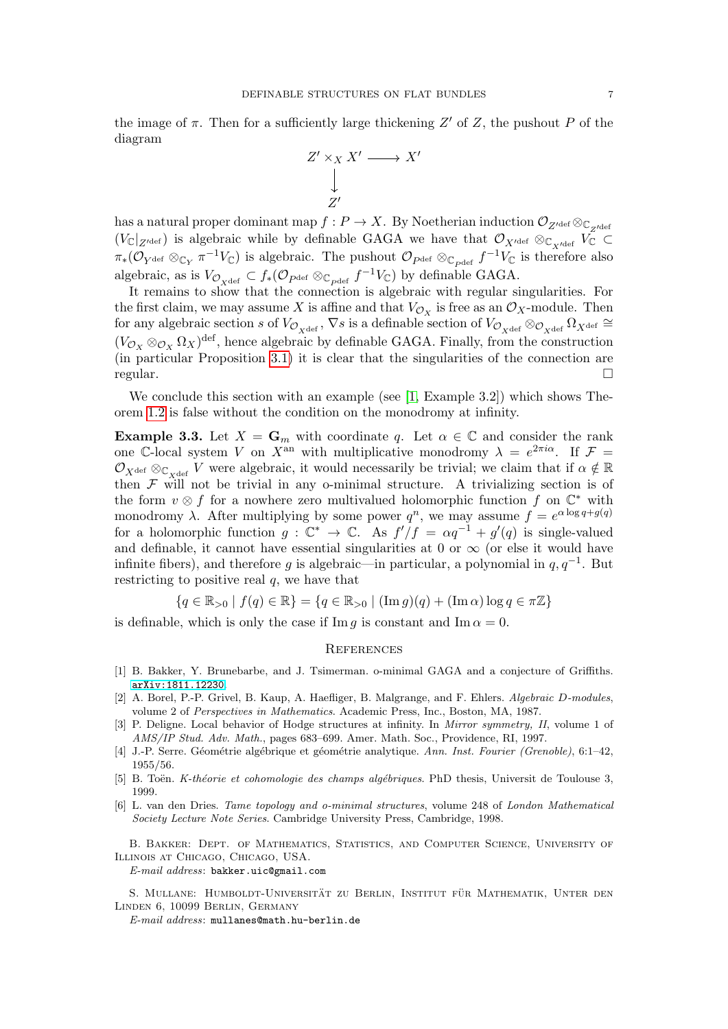the image of $\pi$. Then for a sufficiently large thickening $Z'$ of $Z$, the pushout $P$ of the diagram

$$\begin{array}{ccc} Z' \times_X X' & \longrightarrow & X' \\ \big\downarrow & & \\ Z' & & \end{array}$$

has a natural proper dominant map $f : P \to X$. By Noetherian induction $\mathcal{O}_{Z'^{\mathrm{def}}} \otimes_{\mathbb{C}_{Z'^{\mathrm{def}}}} (V_{\mathbb{C}}|_{Z'^{\mathrm{def}}})$ is algebraic while by definable GAGA we have that $\mathcal{O}_{X'^{\mathrm{def}}} \otimes_{\mathbb{C}_{X'^{\mathrm{def}}}} V_{\mathbb{C}} \subset \pi_*(\mathcal{O}_{Y^{\mathrm{def}}} \otimes_{\mathbb{C}_Y} \pi^{-1} V_{\mathbb{C}})$ is algebraic. The pushout $\mathcal{O}_{P^{\mathrm{def}}} \otimes_{\mathbb{C}_{P^{\mathrm{def}}}} f^{-1} V_{\mathbb{C}}$ is therefore also algebraic, as is $V_{\mathcal{O}_{X^{\mathrm{def}}}} \subset f_*(\mathcal{O}_{P^{\mathrm{def}}} \otimes_{\mathbb{C}_{P^{\mathrm{def}}}} f^{-1} V_{\mathbb{C}})$ by definable GAGA.

It remains to show that the connection is algebraic with regular singularities. For the first claim, we may assume $X$ is affine and that $V_{\mathcal{O}_X}$ is free as an $\mathcal{O}_X$-module. Then for any algebraic section $s$ of $V_{\mathcal{O}_{X^{\mathrm{def}}}}$, $\nabla s$ is a definable section of $V_{\mathcal{O}_{X^{\mathrm{def}}}} \otimes_{\mathcal{O}_{X^{\mathrm{def}}}} \Omega_{X^{\mathrm{def}}} \cong (V_{\mathcal{O}_X} \otimes_{\mathcal{O}_X} \Omega_X)^{\mathrm{def}}$, hence algebraic by definable GAGA. Finally, from the construction (in particular Proposition 3.1) it is clear that the singularities of the connection are regular. $\square$

We conclude this section with an example (see [1, Example 3.2]) which shows Theorem 1.2 is false without the condition on the monodromy at infinity.

**Example 3.3.** Let $X = \mathbf{G}_m$ with coordinate $q$. Let $\alpha \in \mathbb{C}$ and consider the rank one $\mathbb{C}$-local system $V$ on $X^{\mathrm{an}}$ with multiplicative monodromy $\lambda = e^{2\pi i \alpha}$. If $\mathcal{F} = \mathcal{O}_{X^{\mathrm{def}}} \otimes_{\mathbb{C}_{X^{\mathrm{def}}}} V$ were algebraic, it would necessarily be trivial; we claim that if $\alpha \notin \mathbb{R}$ then $\mathcal{F}$ will not be trivial in any o-minimal structure. A trivializing section is of the form $v \otimes f$ for a nowhere zero multivalued holomorphic function $f$ on $\mathbb{C}^*$ with monodromy $\lambda$. After multiplying by some power $q^n$, we may assume $f = e^{\alpha \log q + g(q)}$ for a holomorphic function $g : \mathbb{C}^* \to \mathbb{C}$. As $f'/f = \alpha q^{-1} + g'(q)$ is single-valued and definable, it cannot have essential singularities at 0 or $\infty$ (or else it would have infinite fibers), and therefore $g$ is algebraic—in particular, a polynomial in $q, q^{-1}$. But restricting to positive real $q$, we have that

$$\{q \in \mathbb{R}_{>0} \mid f(q) \in \mathbb{R}\} = \{q \in \mathbb{R}_{>0} \mid (\operatorname{Im} g)(q) + (\operatorname{Im} \alpha) \log q \in \pi\mathbb{Z}\}$$

is definable, which is only the case if $\operatorname{Im} g$ is constant and $\operatorname{Im} \alpha = 0$.

## References

[1] B. Bakker, Y. Brunebarbe, and J. Tsimerman. o-minimal GAGA and a conjecture of Griffiths. arXiv:1811.12230.

[2] A. Borel, P.-P. Grivel, B. Kaup, A. Haefliger, B. Malgrange, and F. Ehlers. *Algebraic D-modules*, volume 2 of *Perspectives in Mathematics*. Academic Press, Inc., Boston, MA, 1987.

[3] P. Deligne. Local behavior of Hodge structures at infinity. In *Mirror symmetry, II*, volume 1 of *AMS/IP Stud. Adv. Math.*, pages 683–699. Amer. Math. Soc., Providence, RI, 1997.

[4] J.-P. Serre. Géométrie algébrique et géométrie analytique. *Ann. Inst. Fourier (Grenoble)*, 6:1–42, 1955/56.

[5] B. Toën. *K-théorie et cohomologie des champs algébriques*. PhD thesis, Universit de Toulouse 3, 1999.

[6] L. van den Dries. *Tame topology and o-minimal structures*, volume 248 of *London Mathematical Society Lecture Note Series*. Cambridge University Press, Cambridge, 1998.

B. Bakker: Dept. of Mathematics, Statistics, and Computer Science, University of Illinois at Chicago, Chicago, USA.

*E-mail address*: bakker.uic@gmail.com

S. Mullane: Humboldt-Universität zu Berlin, Institut für Mathematik, Unter den Linden 6, 10099 Berlin, Germany

*E-mail address*: mullanes@math.hu-berlin.de